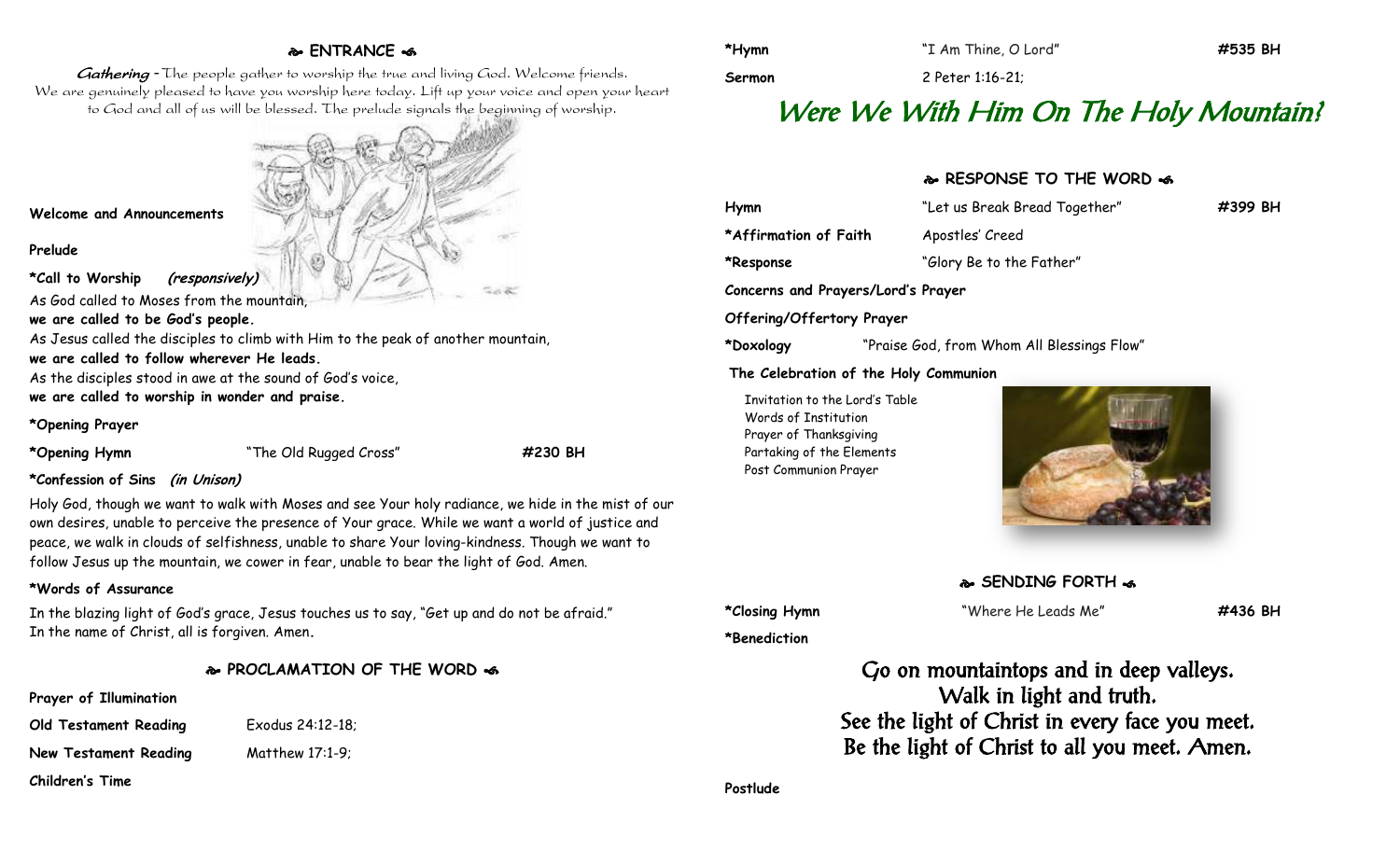## ENTRANCE

*Gathering* - The people gather to worship the true and living God. Welcome friends. We are genuinely pleased to have you worship here today. Lift up your voice and open your heart to God and all of us will be blessed. The prelude signals the beginning of worship.

**Welcome and Announcements**

**Prelude**

**\*Call to Worship** ***(responsively)***

As God called to Moses from the mountain,
**we are called to be God's people.**
As Jesus called the disciples to climb with Him to the peak of another mountain,
**we are called to follow wherever He leads.**
As the disciples stood in awe at the sound of God's voice,
**we are called to worship in wonder and praise.**

**\*Opening Prayer**

**\*Opening Hymn** "The Old Rugged Cross" **#230 BH**

**\*Confession of Sins** ***(in Unison)***

Holy God, though we want to walk with Moses and see Your holy radiance, we hide in the mist of our own desires, unable to perceive the presence of Your grace. While we want a world of justice and peace, we walk in clouds of selfishness, unable to share Your loving-kindness. Though we want to follow Jesus up the mountain, we cower in fear, unable to bear the light of God. Amen.

**\*Words of Assurance**

In the blazing light of God's grace, Jesus touches us to say, "Get up and do not be afraid." In the name of Christ, all is forgiven. Amen.

## PROCLAMATION OF THE WORD

**Prayer of Illumination**

**Old Testament Reading** Exodus 24:12-18;

**New Testament Reading** Matthew 17:1-9;

**Children's Time**

**\*Hymn** "I Am Thine, O Lord" **#535 BH**

**Sermon** 2 Peter 1:16-21;

# *Were We With Him On The Holy Mountain?*

## RESPONSE TO THE WORD

**Hymn** "Let us Break Bread Together" **#399 BH**

**\*Affirmation of Faith** Apostles' Creed

**\*Response** "Glory Be to the Father"

**Concerns and Prayers/Lord's Prayer**

**Offering/Offertory Prayer**

**\*Doxology** "Praise God, from Whom All Blessings Flow"

**The Celebration of the Holy Communion**

Invitation to the Lord's Table
Words of Institution
Prayer of Thanksgiving
Partaking of the Elements
Post Communion Prayer

## SENDING FORTH

**\*Closing Hymn** "Where He Leads Me" **#436 BH**

**\*Benediction**

Go on mountaintops and in deep valleys.
Walk in light and truth.
See the light of Christ in every face you meet.
Be the light of Christ to all you meet. Amen.

**Postlude**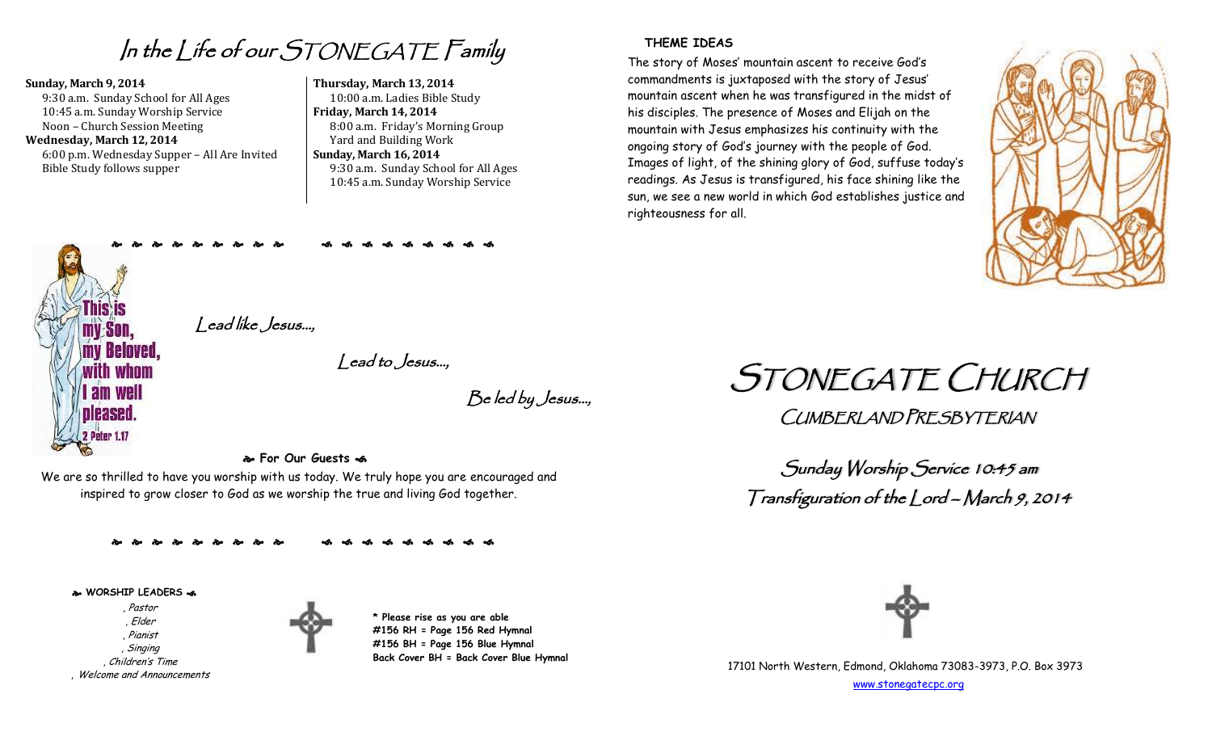# In the Life of our STONEGATE Family

**Sunday, March 9, 2014**
9:30 a.m. Sunday School for All Ages
10:45 a.m. Sunday Worship Service
Noon – Church Session Meeting

**Wednesday, March 12, 2014**
6:00 p.m. Wednesday Supper – All Are Invited
Bible Study follows supper

**Thursday, March 13, 2014**
10:00 a.m. Ladies Bible Study

**Friday, March 14, 2014**
8:00 a.m. Friday's Morning Group
Yard and Building Work

**Sunday, March 16, 2014**
9:30 a.m. Sunday School for All Ages
10:45 a.m. Sunday Worship Service

This is my Son, my Beloved, with whom I am well pleased.
2 Peter 1.17

Lead like Jesus…,

Lead to Jesus…,

Be led by Jesus…,

**For Our Guests**

We are so thrilled to have you worship with us today. We truly hope you are encouraged and inspired to grow closer to God as we worship the true and living God together.

**WORSHIP LEADERS**

*, Pastor*
*, Elder*
*, Pianist*
*, Singing*
*, Children's Time*
*, Welcome and Announcements*

**\* Please rise as you are able**
**#156 RH = Page 156 Red Hymnal**
**#156 BH = Page 156 Blue Hymnal**
**Back Cover BH = Back Cover Blue Hymnal**

**THEME IDEAS**

The story of Moses' mountain ascent to receive God's commandments is juxtaposed with the story of Jesus' mountain ascent when he was transfigured in the midst of his disciples. The presence of Moses and Elijah on the mountain with Jesus emphasizes his continuity with the ongoing story of God's journey with the people of God. Images of light, of the shining glory of God, suffuse today's readings. As Jesus is transfigured, his face shining like the sun, we see a new world in which God establishes justice and righteousness for all.

# STONEGATE CHURCH

## CUMBERLAND PRESBYTERIAN

Sunday Worship Service 10:45 am
Transfiguration of the Lord – March 9, 2014

17101 North Western, Edmond, Oklahoma 73083-3973, P.O. Box 3973
www.stonegatecpc.org